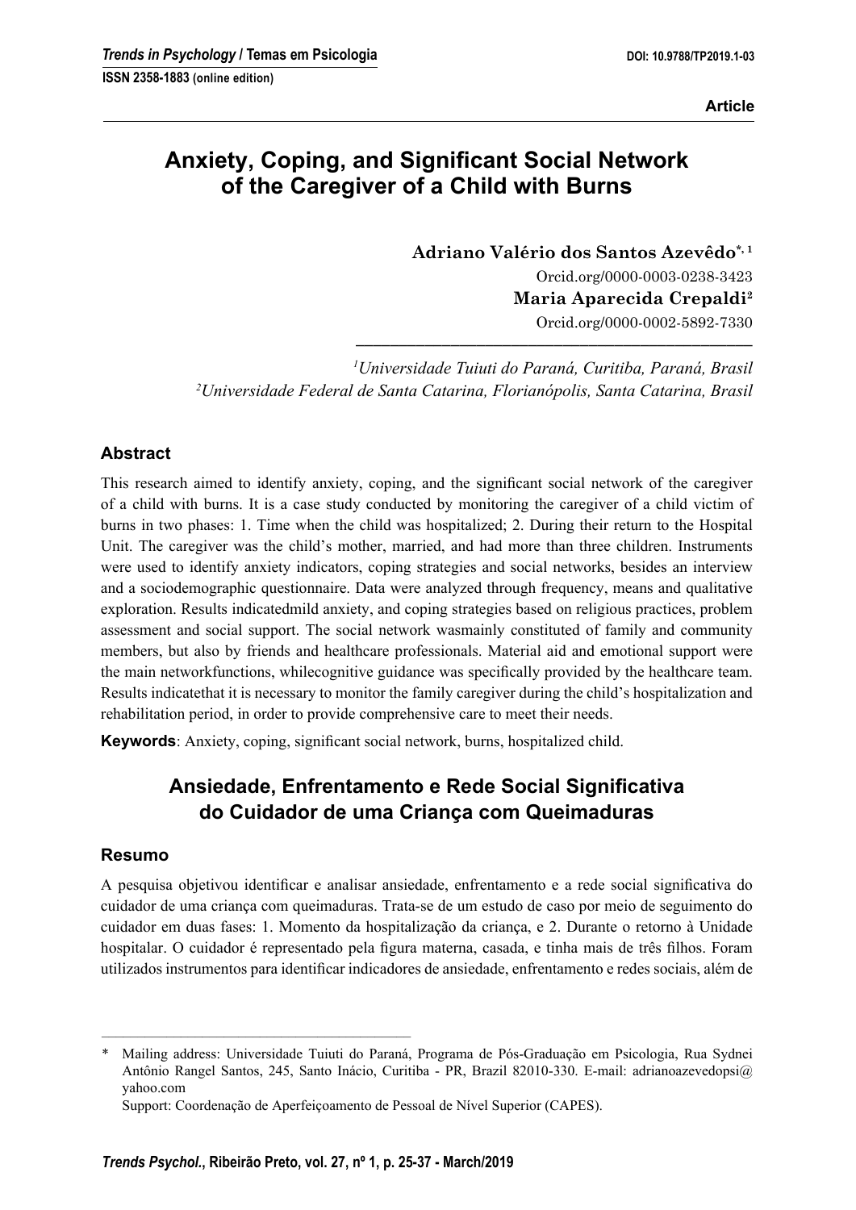Article

# Anxiety, Coping, and Significant Social Network of the Caregiver of a Child with Burns

**Adriano Valério dos Santos Azevêdo**[*, 1]
Orcid.org/0000-0003-0238-3423

**Maria Aparecida Crepaldi**[2]
Orcid.org/0000-0002-5892-7330

[1] *Universidade Tuiuti do Paraná, Curitiba, Paraná, Brasil*
[2] *Universidade Federal de Santa Catarina, Florianópolis, Santa Catarina, Brasil*

## Abstract

This research aimed to identify anxiety, coping, and the significant social network of the caregiver of a child with burns. It is a case study conducted by monitoring the caregiver of a child victim of burns in two phases: 1. Time when the child was hospitalized; 2. During their return to the Hospital Unit. The caregiver was the child's mother, married, and had more than three children. Instruments were used to identify anxiety indicators, coping strategies and social networks, besides an interview and a sociodemographic questionnaire. Data were analyzed through frequency, means and qualitative exploration. Results indicatedmild anxiety, and coping strategies based on religious practices, problem assessment and social support. The social network wasmainly constituted of family and community members, but also by friends and healthcare professionals. Material aid and emotional support were the main networkfunctions, whilecognitive guidance was specifically provided by the healthcare team. Results indicatethat it is necessary to monitor the family caregiver during the child's hospitalization and rehabilitation period, in order to provide comprehensive care to meet their needs.

**Keywords**: Anxiety, coping, significant social network, burns, hospitalized child.

# Ansiedade, Enfrentamento e Rede Social Significativa do Cuidador de uma Criança com Queimaduras

## Resumo

A pesquisa objetivou identificar e analisar ansiedade, enfrentamento e a rede social significativa do cuidador de uma criança com queimaduras. Trata-se de um estudo de caso por meio de seguimento do cuidador em duas fases: 1. Momento da hospitalização da criança, e 2. Durante o retorno à Unidade hospitalar. O cuidador é representado pela figura materna, casada, e tinha mais de três filhos. Foram utilizados instrumentos para identificar indicadores de ansiedade, enfrentamento e redes sociais, além de

---

\* Mailing address: Universidade Tuiuti do Paraná, Programa de Pós-Graduação em Psicologia, Rua Sydnei Antônio Rangel Santos, 245, Santo Inácio, Curitiba - PR, Brazil 82010-330. E-mail: adrianoazevedopsi@yahoo.com

Support: Coordenação de Aperfeiçoamento de Pessoal de Nível Superior (CAPES).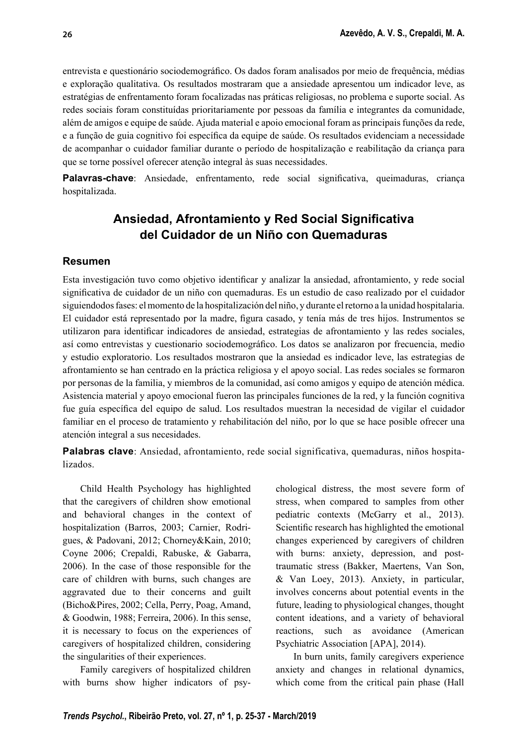entrevista e questionário sociodemográfico. Os dados foram analisados por meio de frequência, médias e exploração qualitativa. Os resultados mostraram que a ansiedade apresentou um indicador leve, as estratégias de enfrentamento foram focalizadas nas práticas religiosas, no problema e suporte social. As redes sociais foram constituídas prioritariamente por pessoas da família e integrantes da comunidade, além de amigos e equipe de saúde. Ajuda material e apoio emocional foram as principais funções da rede, e a função de guia cognitivo foi específica da equipe de saúde. Os resultados evidenciam a necessidade de acompanhar o cuidador familiar durante o período de hospitalização e reabilitação da criança para que se torne possível oferecer atenção integral às suas necessidades.

**Palavras-chave**: Ansiedade, enfrentamento, rede social significativa, queimaduras, criança hospitalizada.

## Ansiedad, Afrontamiento y Red Social Significativa del Cuidador de un Niño con Quemaduras

### Resumen

Esta investigación tuvo como objetivo identificar y analizar la ansiedad, afrontamiento, y rede social significativa de cuidador de un niño con quemaduras. Es un estudio de caso realizado por el cuidador siguiendodos fases: el momento de la hospitalización del niño, y durante el retorno a la unidad hospitalaria. El cuidador está representado por la madre, figura casado, y tenía más de tres hijos. Instrumentos se utilizaron para identificar indicadores de ansiedad, estrategias de afrontamiento y las redes sociales, así como entrevistas y cuestionario sociodemográfico. Los datos se analizaron por frecuencia, medio y estudio exploratorio. Los resultados mostraron que la ansiedad es indicador leve, las estrategias de afrontamiento se han centrado en la práctica religiosa y el apoyo social. Las redes sociales se formaron por personas de la familia, y miembros de la comunidad, así como amigos y equipo de atención médica. Asistencia material y apoyo emocional fueron las principales funciones de la red, y la función cognitiva fue guía específica del equipo de salud. Los resultados muestran la necesidad de vigilar el cuidador familiar en el proceso de tratamiento y rehabilitación del niño, por lo que se hace posible ofrecer una atención integral a sus necesidades.

**Palabras clave**: Ansiedad, afrontamiento, rede social significativa, quemaduras, niños hospitalizados.

Child Health Psychology has highlighted that the caregivers of children show emotional and behavioral changes in the context of hospitalization (Barros, 2003; Carnier, Rodrigues, & Padovani, 2012; Chorney&Kain, 2010; Coyne 2006; Crepaldi, Rabuske, & Gabarra, 2006). In the case of those responsible for the care of children with burns, such changes are aggravated due to their concerns and guilt (Bicho&Pires, 2002; Cella, Perry, Poag, Amand, & Goodwin, 1988; Ferreira, 2006). In this sense, it is necessary to focus on the experiences of caregivers of hospitalized children, considering the singularities of their experiences.

Family caregivers of hospitalized children with burns show higher indicators of psychological distress, the most severe form of stress, when compared to samples from other pediatric contexts (McGarry et al., 2013). Scientific research has highlighted the emotional changes experienced by caregivers of children with burns: anxiety, depression, and post-traumatic stress (Bakker, Maertens, Van Son, & Van Loey, 2013). Anxiety, in particular, involves concerns about potential events in the future, leading to physiological changes, thought content ideations, and a variety of behavioral reactions, such as avoidance (American Psychiatric Association [APA], 2014).

In burn units, family caregivers experience anxiety and changes in relational dynamics, which come from the critical pain phase (Hall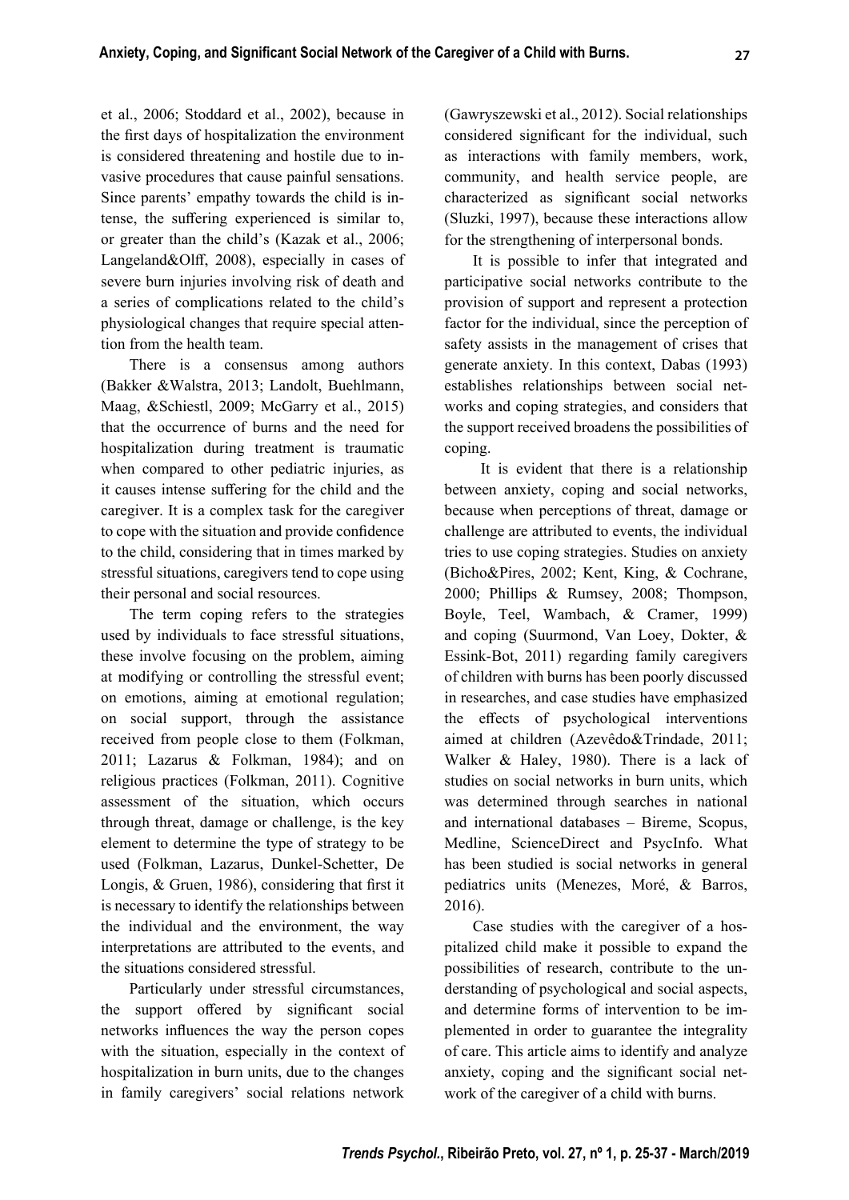et al., 2006; Stoddard et al., 2002), because in the first days of hospitalization the environment is considered threatening and hostile due to invasive procedures that cause painful sensations. Since parents' empathy towards the child is intense, the suffering experienced is similar to, or greater than the child's (Kazak et al., 2006; Langeland&Olff, 2008), especially in cases of severe burn injuries involving risk of death and a series of complications related to the child's physiological changes that require special attention from the health team.

There is a consensus among authors (Bakker &Walstra, 2013; Landolt, Buehlmann, Maag, &Schiestl, 2009; McGarry et al., 2015) that the occurrence of burns and the need for hospitalization during treatment is traumatic when compared to other pediatric injuries, as it causes intense suffering for the child and the caregiver. It is a complex task for the caregiver to cope with the situation and provide confidence to the child, considering that in times marked by stressful situations, caregivers tend to cope using their personal and social resources.

The term coping refers to the strategies used by individuals to face stressful situations, these involve focusing on the problem, aiming at modifying or controlling the stressful event; on emotions, aiming at emotional regulation; on social support, through the assistance received from people close to them (Folkman, 2011; Lazarus & Folkman, 1984); and on religious practices (Folkman, 2011). Cognitive assessment of the situation, which occurs through threat, damage or challenge, is the key element to determine the type of strategy to be used (Folkman, Lazarus, Dunkel-Schetter, De Longis, & Gruen, 1986), considering that first it is necessary to identify the relationships between the individual and the environment, the way interpretations are attributed to the events, and the situations considered stressful.

Particularly under stressful circumstances, the support offered by significant social networks influences the way the person copes with the situation, especially in the context of hospitalization in burn units, due to the changes in family caregivers' social relations network (Gawryszewski et al., 2012). Social relationships considered significant for the individual, such as interactions with family members, work, community, and health service people, are characterized as significant social networks (Sluzki, 1997), because these interactions allow for the strengthening of interpersonal bonds.

It is possible to infer that integrated and participative social networks contribute to the provision of support and represent a protection factor for the individual, since the perception of safety assists in the management of crises that generate anxiety. In this context, Dabas (1993) establishes relationships between social networks and coping strategies, and considers that the support received broadens the possibilities of coping.

It is evident that there is a relationship between anxiety, coping and social networks, because when perceptions of threat, damage or challenge are attributed to events, the individual tries to use coping strategies. Studies on anxiety (Bicho&Pires, 2002; Kent, King, & Cochrane, 2000; Phillips & Rumsey, 2008; Thompson, Boyle, Teel, Wambach, & Cramer, 1999) and coping (Suurmond, Van Loey, Dokter, & Essink-Bot, 2011) regarding family caregivers of children with burns has been poorly discussed in researches, and case studies have emphasized the effects of psychological interventions aimed at children (Azevêdo&Trindade, 2011; Walker & Haley, 1980). There is a lack of studies on social networks in burn units, which was determined through searches in national and international databases – Bireme, Scopus, Medline, ScienceDirect and PsycInfo. What has been studied is social networks in general pediatrics units (Menezes, Moré, & Barros, 2016).

Case studies with the caregiver of a hospitalized child make it possible to expand the possibilities of research, contribute to the understanding of psychological and social aspects, and determine forms of intervention to be implemented in order to guarantee the integrality of care. This article aims to identify and analyze anxiety, coping and the significant social network of the caregiver of a child with burns.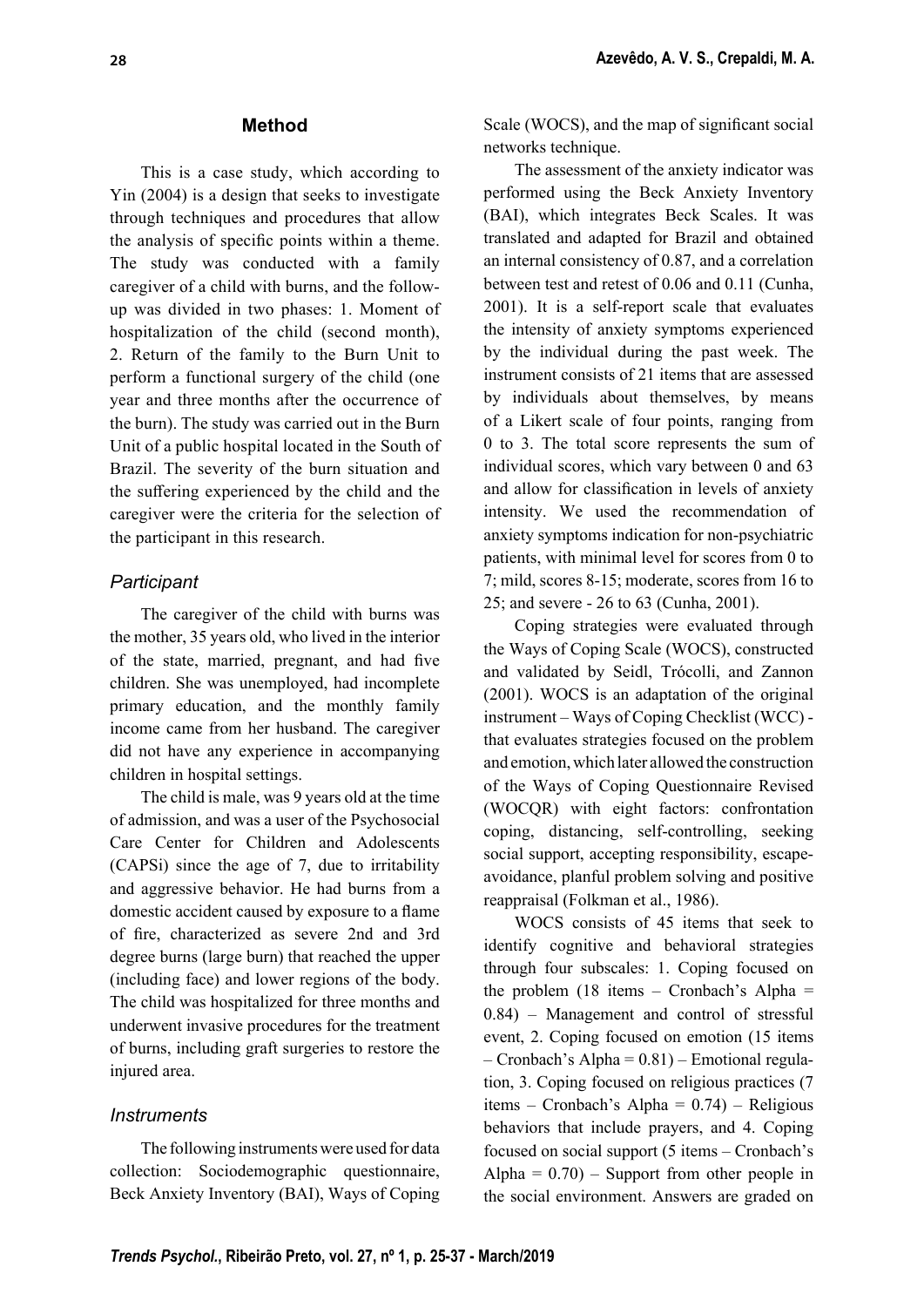## Method

This is a case study, which according to Yin (2004) is a design that seeks to investigate through techniques and procedures that allow the analysis of specific points within a theme. The study was conducted with a family caregiver of a child with burns, and the follow-up was divided in two phases: 1. Moment of hospitalization of the child (second month), 2. Return of the family to the Burn Unit to perform a functional surgery of the child (one year and three months after the occurrence of the burn). The study was carried out in the Burn Unit of a public hospital located in the South of Brazil. The severity of the burn situation and the suffering experienced by the child and the caregiver were the criteria for the selection of the participant in this research.

### *Participant*

The caregiver of the child with burns was the mother, 35 years old, who lived in the interior of the state, married, pregnant, and had five children. She was unemployed, had incomplete primary education, and the monthly family income came from her husband. The caregiver did not have any experience in accompanying children in hospital settings.

The child is male, was 9 years old at the time of admission, and was a user of the Psychosocial Care Center for Children and Adolescents (CAPSi) since the age of 7, due to irritability and aggressive behavior. He had burns from a domestic accident caused by exposure to a flame of fire, characterized as severe 2nd and 3rd degree burns (large burn) that reached the upper (including face) and lower regions of the body. The child was hospitalized for three months and underwent invasive procedures for the treatment of burns, including graft surgeries to restore the injured area.

### *Instruments*

The following instruments were used for data collection: Sociodemographic questionnaire, Beck Anxiety Inventory (BAI), Ways of Coping Scale (WOCS), and the map of significant social networks technique.

The assessment of the anxiety indicator was performed using the Beck Anxiety Inventory (BAI), which integrates Beck Scales. It was translated and adapted for Brazil and obtained an internal consistency of 0.87, and a correlation between test and retest of 0.06 and 0.11 (Cunha, 2001). It is a self-report scale that evaluates the intensity of anxiety symptoms experienced by the individual during the past week. The instrument consists of 21 items that are assessed by individuals about themselves, by means of a Likert scale of four points, ranging from 0 to 3. The total score represents the sum of individual scores, which vary between 0 and 63 and allow for classification in levels of anxiety intensity. We used the recommendation of anxiety symptoms indication for non-psychiatric patients, with minimal level for scores from 0 to 7; mild, scores 8-15; moderate, scores from 16 to 25; and severe - 26 to 63 (Cunha, 2001).

Coping strategies were evaluated through the Ways of Coping Scale (WOCS), constructed and validated by Seidl, Trócolli, and Zannon (2001). WOCS is an adaptation of the original instrument – Ways of Coping Checklist (WCC) - that evaluates strategies focused on the problem and emotion, which later allowed the construction of the Ways of Coping Questionnaire Revised (WOCQR) with eight factors: confrontation coping, distancing, self-controlling, seeking social support, accepting responsibility, escape-avoidance, planful problem solving and positive reappraisal (Folkman et al., 1986).

WOCS consists of 45 items that seek to identify cognitive and behavioral strategies through four subscales: 1. Coping focused on the problem (18 items – Cronbach's Alpha = 0.84) – Management and control of stressful event, 2. Coping focused on emotion (15 items – Cronbach's Alpha = 0.81) – Emotional regulation, 3. Coping focused on religious practices (7 items – Cronbach's Alpha = 0.74) – Religious behaviors that include prayers, and 4. Coping focused on social support (5 items – Cronbach's Alpha = 0.70) – Support from other people in the social environment. Answers are graded on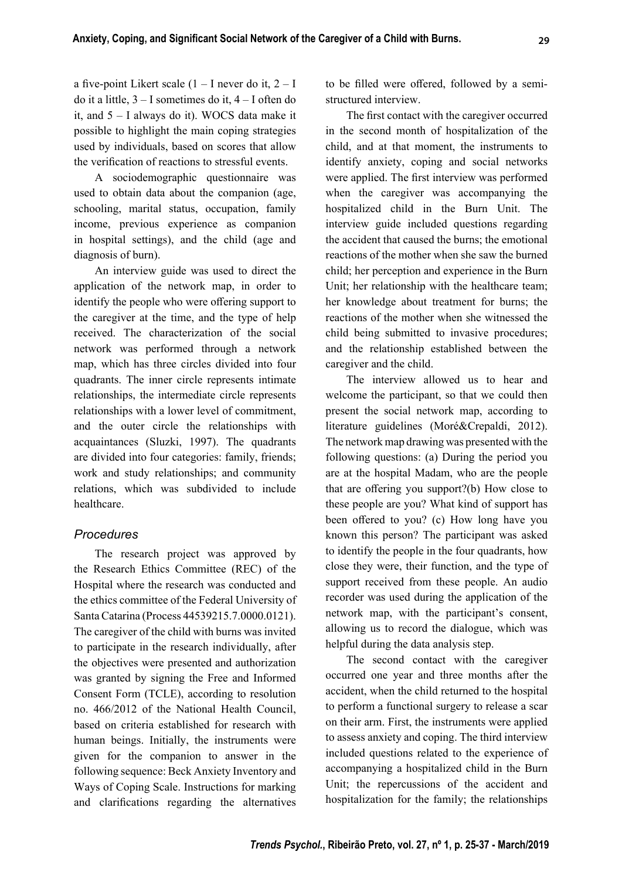a five-point Likert scale (1 – I never do it, 2 – I do it a little, 3 – I sometimes do it, 4 – I often do it, and 5 – I always do it). WOCS data make it possible to highlight the main coping strategies used by individuals, based on scores that allow the verification of reactions to stressful events.

A sociodemographic questionnaire was used to obtain data about the companion (age, schooling, marital status, occupation, family income, previous experience as companion in hospital settings), and the child (age and diagnosis of burn).

An interview guide was used to direct the application of the network map, in order to identify the people who were offering support to the caregiver at the time, and the type of help received. The characterization of the social network was performed through a network map, which has three circles divided into four quadrants. The inner circle represents intimate relationships, the intermediate circle represents relationships with a lower level of commitment, and the outer circle the relationships with acquaintances (Sluzki, 1997). The quadrants are divided into four categories: family, friends; work and study relationships; and community relations, which was subdivided to include healthcare.

### *Procedures*

The research project was approved by the Research Ethics Committee (REC) of the Hospital where the research was conducted and the ethics committee of the Federal University of Santa Catarina (Process 44539215.7.0000.0121). The caregiver of the child with burns was invited to participate in the research individually, after the objectives were presented and authorization was granted by signing the Free and Informed Consent Form (TCLE), according to resolution no. 466/2012 of the National Health Council, based on criteria established for research with human beings. Initially, the instruments were given for the companion to answer in the following sequence: Beck Anxiety Inventory and Ways of Coping Scale. Instructions for marking and clarifications regarding the alternatives to be filled were offered, followed by a semi-structured interview.

The first contact with the caregiver occurred in the second month of hospitalization of the child, and at that moment, the instruments to identify anxiety, coping and social networks were applied. The first interview was performed when the caregiver was accompanying the hospitalized child in the Burn Unit. The interview guide included questions regarding the accident that caused the burns; the emotional reactions of the mother when she saw the burned child; her perception and experience in the Burn Unit; her relationship with the healthcare team; her knowledge about treatment for burns; the reactions of the mother when she witnessed the child being submitted to invasive procedures; and the relationship established between the caregiver and the child.

The interview allowed us to hear and welcome the participant, so that we could then present the social network map, according to literature guidelines (Moré&Crepaldi, 2012). The network map drawing was presented with the following questions: (a) During the period you are at the hospital Madam, who are the people that are offering you support?(b) How close to these people are you? What kind of support has been offered to you? (c) How long have you known this person? The participant was asked to identify the people in the four quadrants, how close they were, their function, and the type of support received from these people. An audio recorder was used during the application of the network map, with the participant's consent, allowing us to record the dialogue, which was helpful during the data analysis step.

The second contact with the caregiver occurred one year and three months after the accident, when the child returned to the hospital to perform a functional surgery to release a scar on their arm. First, the instruments were applied to assess anxiety and coping. The third interview included questions related to the experience of accompanying a hospitalized child in the Burn Unit; the repercussions of the accident and hospitalization for the family; the relationships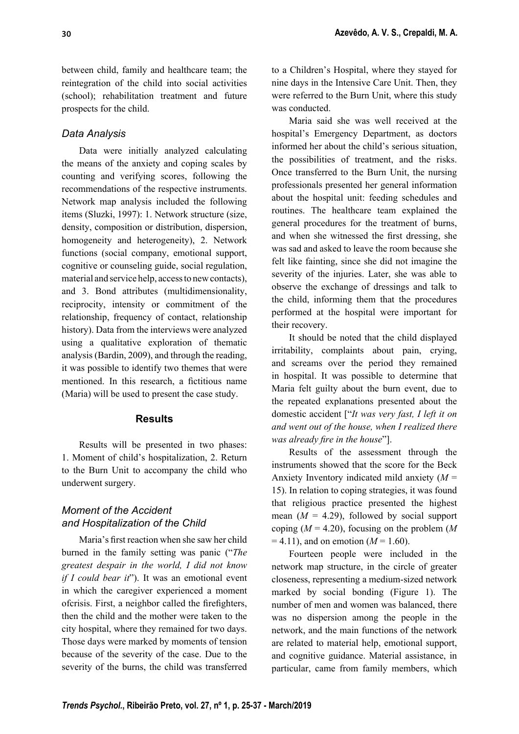between child, family and healthcare team; the reintegration of the child into social activities (school); rehabilitation treatment and future prospects for the child.

### *Data Analysis*

Data were initially analyzed calculating the means of the anxiety and coping scales by counting and verifying scores, following the recommendations of the respective instruments. Network map analysis included the following items (Sluzki, 1997): 1. Network structure (size, density, composition or distribution, dispersion, homogeneity and heterogeneity), 2. Network functions (social company, emotional support, cognitive or counseling guide, social regulation, material and service help, access to new contacts), and 3. Bond attributes (multidimensionality, reciprocity, intensity or commitment of the relationship, frequency of contact, relationship history). Data from the interviews were analyzed using a qualitative exploration of thematic analysis (Bardin, 2009), and through the reading, it was possible to identify two themes that were mentioned. In this research, a fictitious name (Maria) will be used to present the case study.

## Results

Results will be presented in two phases: 1. Moment of child's hospitalization, 2. Return to the Burn Unit to accompany the child who underwent surgery.

### *Moment of the Accident and Hospitalization of the Child*

Maria's first reaction when she saw her child burned in the family setting was panic ("*The greatest despair in the world, I did not know if I could bear it*"). It was an emotional event in which the caregiver experienced a moment ofcrisis. First, a neighbor called the firefighters, then the child and the mother were taken to the city hospital, where they remained for two days. Those days were marked by moments of tension because of the severity of the case. Due to the severity of the burns, the child was transferred to a Children's Hospital, where they stayed for nine days in the Intensive Care Unit. Then, they were referred to the Burn Unit, where this study was conducted.

Maria said she was well received at the hospital's Emergency Department, as doctors informed her about the child's serious situation, the possibilities of treatment, and the risks. Once transferred to the Burn Unit, the nursing professionals presented her general information about the hospital unit: feeding schedules and routines. The healthcare team explained the general procedures for the treatment of burns, and when she witnessed the first dressing, she was sad and asked to leave the room because she felt like fainting, since she did not imagine the severity of the injuries. Later, she was able to observe the exchange of dressings and talk to the child, informing them that the procedures performed at the hospital were important for their recovery.

It should be noted that the child displayed irritability, complaints about pain, crying, and screams over the period they remained in hospital. It was possible to determine that Maria felt guilty about the burn event, due to the repeated explanations presented about the domestic accident ["*It was very fast, I left it on and went out of the house, when I realized there was already fire in the house*"].

Results of the assessment through the instruments showed that the score for the Beck Anxiety Inventory indicated mild anxiety ($M$ = 15). In relation to coping strategies, it was found that religious practice presented the highest mean ($M$ = 4.29), followed by social support coping ($M$ = 4.20), focusing on the problem ($M$ = 4.11), and on emotion ($M$ = 1.60).

Fourteen people were included in the network map structure, in the circle of greater closeness, representing a medium-sized network marked by social bonding (Figure 1). The number of men and women was balanced, there was no dispersion among the people in the network, and the main functions of the network are related to material help, emotional support, and cognitive guidance. Material assistance, in particular, came from family members, which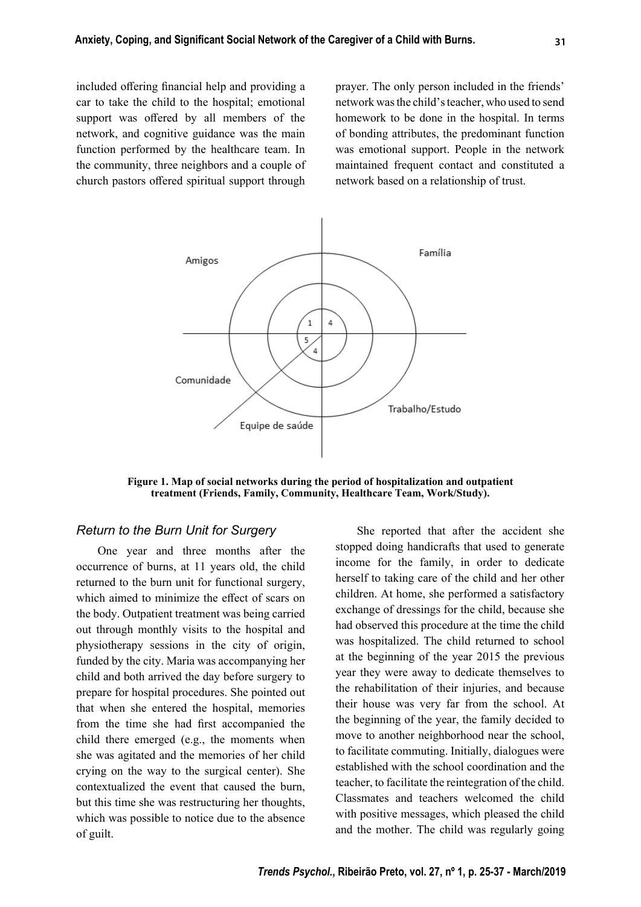included offering financial help and providing a car to take the child to the hospital; emotional support was offered by all members of the network, and cognitive guidance was the main function performed by the healthcare team. In the community, three neighbors and a couple of church pastors offered spiritual support through prayer. The only person included in the friends' network was the child's teacher, who used to send homework to be done in the hospital. In terms of bonding attributes, the predominant function was emotional support. People in the network maintained frequent contact and constituted a network based on a relationship of trust.

**Figure 1. Map of social networks during the period of hospitalization and outpatient treatment (Friends, Family, Community, Healthcare Team, Work/Study).**

### *Return to the Burn Unit for Surgery*

One year and three months after the occurrence of burns, at 11 years old, the child returned to the burn unit for functional surgery, which aimed to minimize the effect of scars on the body. Outpatient treatment was being carried out through monthly visits to the hospital and physiotherapy sessions in the city of origin, funded by the city. Maria was accompanying her child and both arrived the day before surgery to prepare for hospital procedures. She pointed out that when she entered the hospital, memories from the time she had first accompanied the child there emerged (e.g., the moments when she was agitated and the memories of her child crying on the way to the surgical center). She contextualized the event that caused the burn, but this time she was restructuring her thoughts, which was possible to notice due to the absence of guilt.

She reported that after the accident she stopped doing handicrafts that used to generate income for the family, in order to dedicate herself to taking care of the child and her other children. At home, she performed a satisfactory exchange of dressings for the child, because she had observed this procedure at the time the child was hospitalized. The child returned to school at the beginning of the year 2015 the previous year they were away to dedicate themselves to the rehabilitation of their injuries, and because their house was very far from the school. At the beginning of the year, the family decided to move to another neighborhood near the school, to facilitate commuting. Initially, dialogues were established with the school coordination and the teacher, to facilitate the reintegration of the child. Classmates and teachers welcomed the child with positive messages, which pleased the child and the mother. The child was regularly going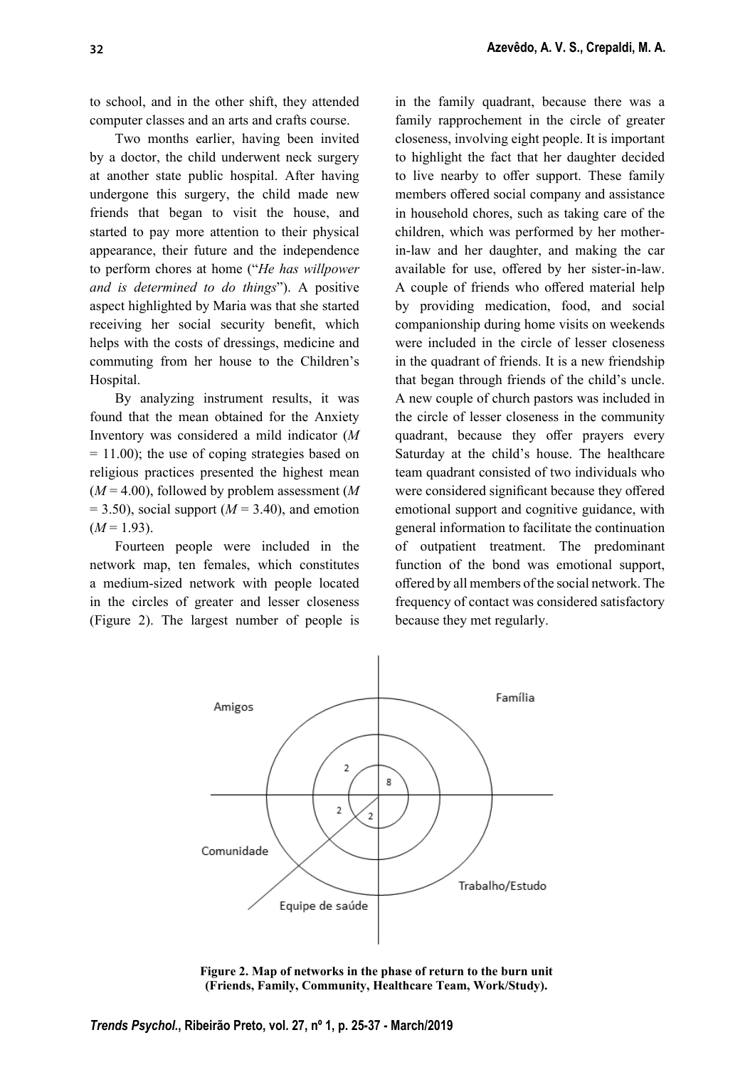to school, and in the other shift, they attended computer classes and an arts and crafts course.

Two months earlier, having been invited by a doctor, the child underwent neck surgery at another state public hospital. After having undergone this surgery, the child made new friends that began to visit the house, and started to pay more attention to their physical appearance, their future and the independence to perform chores at home ("*He has willpower and is determined to do things*"). A positive aspect highlighted by Maria was that she started receiving her social security benefit, which helps with the costs of dressings, medicine and commuting from her house to the Children's Hospital.

By analyzing instrument results, it was found that the mean obtained for the Anxiety Inventory was considered a mild indicator ($M$ = 11.00); the use of coping strategies based on religious practices presented the highest mean ($M$ = 4.00), followed by problem assessment ($M$ = 3.50), social support ($M$ = 3.40), and emotion ($M$ = 1.93).

Fourteen people were included in the network map, ten females, which constitutes a medium-sized network with people located in the circles of greater and lesser closeness (Figure 2). The largest number of people is in the family quadrant, because there was a family rapprochement in the circle of greater closeness, involving eight people. It is important to highlight the fact that her daughter decided to live nearby to offer support. These family members offered social company and assistance in household chores, such as taking care of the children, which was performed by her mother-in-law and her daughter, and making the car available for use, offered by her sister-in-law. A couple of friends who offered material help by providing medication, food, and social companionship during home visits on weekends were included in the circle of lesser closeness in the quadrant of friends. It is a new friendship that began through friends of the child's uncle. A new couple of church pastors was included in the circle of lesser closeness in the community quadrant, because they offer prayers every Saturday at the child's house. The healthcare team quadrant consisted of two individuals who were considered significant because they offered emotional support and cognitive guidance, with general information to facilitate the continuation of outpatient treatment. The predominant function of the bond was emotional support, offered by all members of the social network. The frequency of contact was considered satisfactory because they met regularly.

Amigos | Família | Comunidade | Equipe de saúde | Trabalho/Estudo

2 | 8 | 2 | 2

**Figure 2. Map of networks in the phase of return to the burn unit (Friends, Family, Community, Healthcare Team, Work/Study).**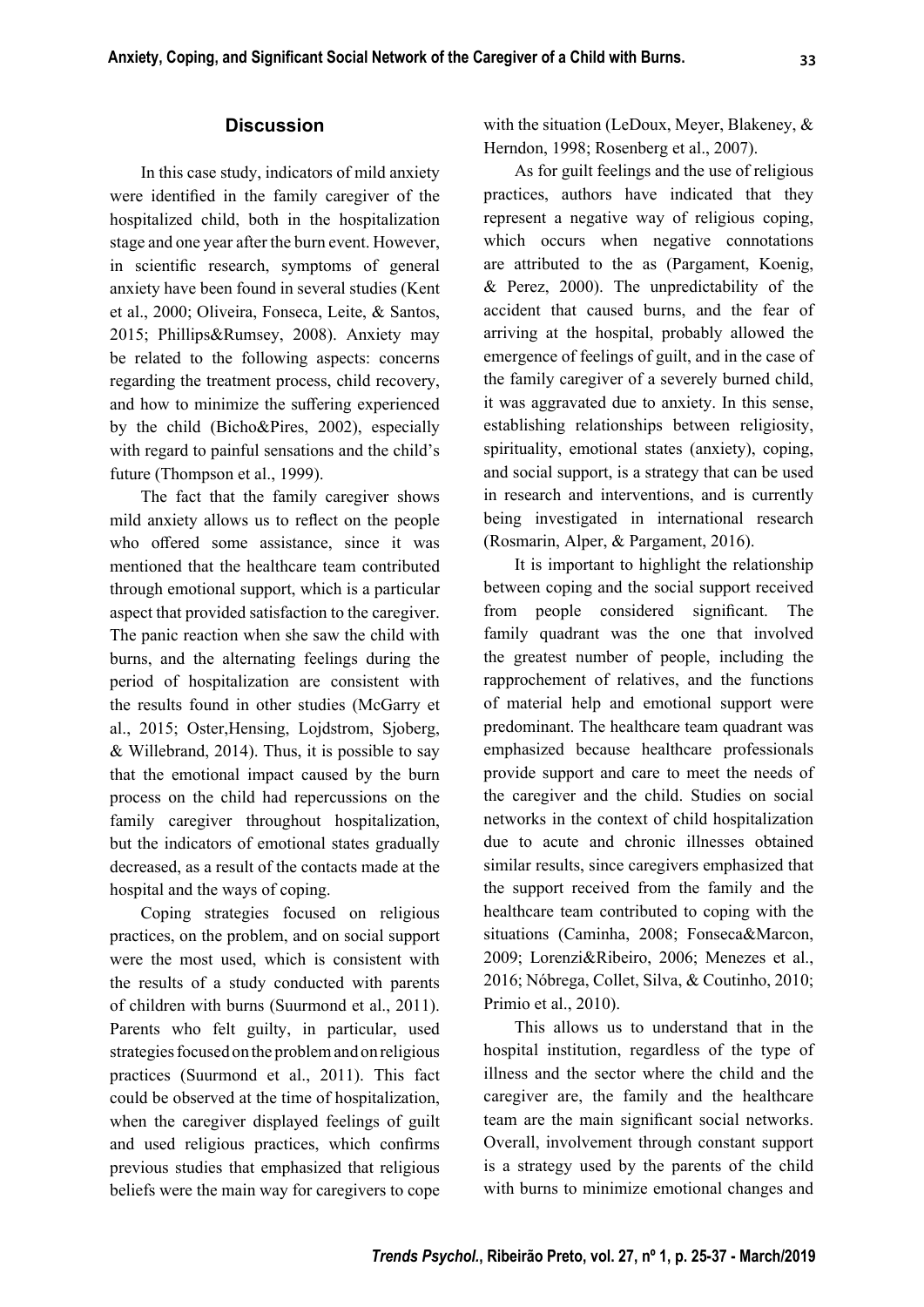## Discussion

In this case study, indicators of mild anxiety were identified in the family caregiver of the hospitalized child, both in the hospitalization stage and one year after the burn event. However, in scientific research, symptoms of general anxiety have been found in several studies (Kent et al., 2000; Oliveira, Fonseca, Leite, & Santos, 2015; Phillips&Rumsey, 2008). Anxiety may be related to the following aspects: concerns regarding the treatment process, child recovery, and how to minimize the suffering experienced by the child (Bicho&Pires, 2002), especially with regard to painful sensations and the child's future (Thompson et al., 1999).

The fact that the family caregiver shows mild anxiety allows us to reflect on the people who offered some assistance, since it was mentioned that the healthcare team contributed through emotional support, which is a particular aspect that provided satisfaction to the caregiver. The panic reaction when she saw the child with burns, and the alternating feelings during the period of hospitalization are consistent with the results found in other studies (McGarry et al., 2015; Oster,Hensing, Lojdstrom, Sjoberg, & Willebrand, 2014). Thus, it is possible to say that the emotional impact caused by the burn process on the child had repercussions on the family caregiver throughout hospitalization, but the indicators of emotional states gradually decreased, as a result of the contacts made at the hospital and the ways of coping.

Coping strategies focused on religious practices, on the problem, and on social support were the most used, which is consistent with the results of a study conducted with parents of children with burns (Suurmond et al., 2011). Parents who felt guilty, in particular, used strategies focused on the problem and on religious practices (Suurmond et al., 2011). This fact could be observed at the time of hospitalization, when the caregiver displayed feelings of guilt and used religious practices, which confirms previous studies that emphasized that religious beliefs were the main way for caregivers to cope with the situation (LeDoux, Meyer, Blakeney, & Herndon, 1998; Rosenberg et al., 2007).

As for guilt feelings and the use of religious practices, authors have indicated that they represent a negative way of religious coping, which occurs when negative connotations are attributed to the as (Pargament, Koenig, & Perez, 2000). The unpredictability of the accident that caused burns, and the fear of arriving at the hospital, probably allowed the emergence of feelings of guilt, and in the case of the family caregiver of a severely burned child, it was aggravated due to anxiety. In this sense, establishing relationships between religiosity, spirituality, emotional states (anxiety), coping, and social support, is a strategy that can be used in research and interventions, and is currently being investigated in international research (Rosmarin, Alper, & Pargament, 2016).

It is important to highlight the relationship between coping and the social support received from people considered significant. The family quadrant was the one that involved the greatest number of people, including the rapprochement of relatives, and the functions of material help and emotional support were predominant. The healthcare team quadrant was emphasized because healthcare professionals provide support and care to meet the needs of the caregiver and the child. Studies on social networks in the context of child hospitalization due to acute and chronic illnesses obtained similar results, since caregivers emphasized that the support received from the family and the healthcare team contributed to coping with the situations (Caminha, 2008; Fonseca&Marcon, 2009; Lorenzi&Ribeiro, 2006; Menezes et al., 2016; Nóbrega, Collet, Silva, & Coutinho, 2010; Primio et al., 2010).

This allows us to understand that in the hospital institution, regardless of the type of illness and the sector where the child and the caregiver are, the family and the healthcare team are the main significant social networks. Overall, involvement through constant support is a strategy used by the parents of the child with burns to minimize emotional changes and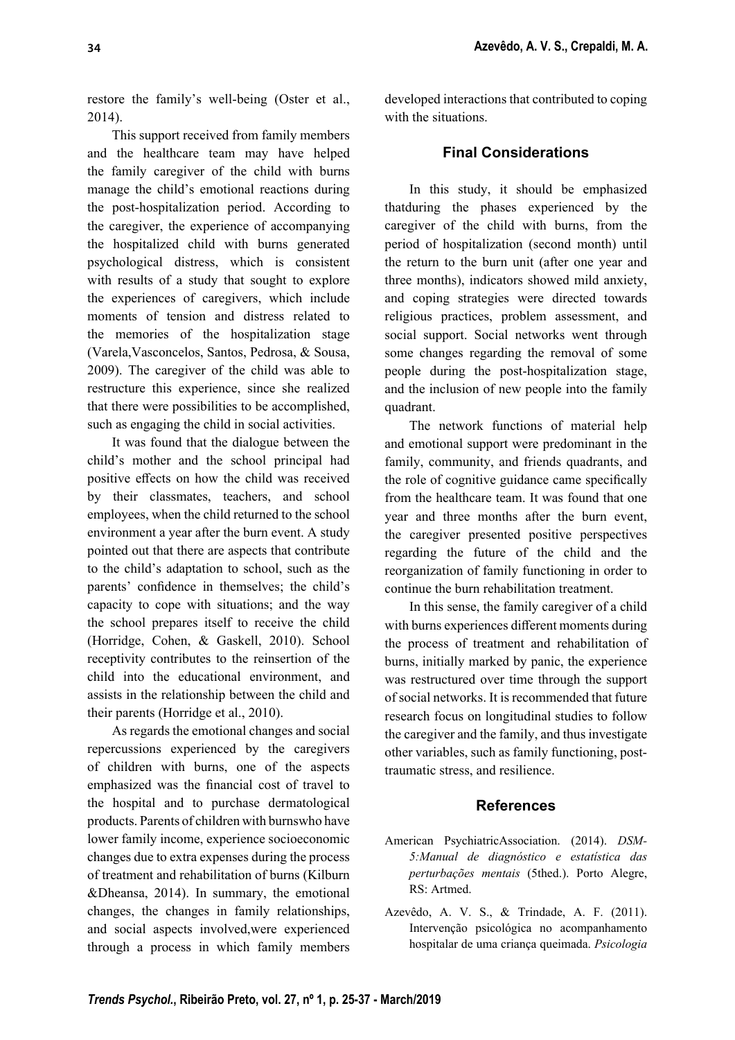restore the family's well-being (Oster et al., 2014).

This support received from family members and the healthcare team may have helped the family caregiver of the child with burns manage the child's emotional reactions during the post-hospitalization period. According to the caregiver, the experience of accompanying the hospitalized child with burns generated psychological distress, which is consistent with results of a study that sought to explore the experiences of caregivers, which include moments of tension and distress related to the memories of the hospitalization stage (Varela,Vasconcelos, Santos, Pedrosa, & Sousa, 2009). The caregiver of the child was able to restructure this experience, since she realized that there were possibilities to be accomplished, such as engaging the child in social activities.

It was found that the dialogue between the child's mother and the school principal had positive effects on how the child was received by their classmates, teachers, and school employees, when the child returned to the school environment a year after the burn event. A study pointed out that there are aspects that contribute to the child's adaptation to school, such as the parents' confidence in themselves; the child's capacity to cope with situations; and the way the school prepares itself to receive the child (Horridge, Cohen, & Gaskell, 2010). School receptivity contributes to the reinsertion of the child into the educational environment, and assists in the relationship between the child and their parents (Horridge et al., 2010).

As regards the emotional changes and social repercussions experienced by the caregivers of children with burns, one of the aspects emphasized was the financial cost of travel to the hospital and to purchase dermatological products. Parents of children with burnswho have lower family income, experience socioeconomic changes due to extra expenses during the process of treatment and rehabilitation of burns (Kilburn &Dheansa, 2014). In summary, the emotional changes, the changes in family relationships, and social aspects involved,were experienced through a process in which family members developed interactions that contributed to coping with the situations.

## Final Considerations

In this study, it should be emphasized thatduring the phases experienced by the caregiver of the child with burns, from the period of hospitalization (second month) until the return to the burn unit (after one year and three months), indicators showed mild anxiety, and coping strategies were directed towards religious practices, problem assessment, and social support. Social networks went through some changes regarding the removal of some people during the post-hospitalization stage, and the inclusion of new people into the family quadrant.

The network functions of material help and emotional support were predominant in the family, community, and friends quadrants, and the role of cognitive guidance came specifically from the healthcare team. It was found that one year and three months after the burn event, the caregiver presented positive perspectives regarding the future of the child and the reorganization of family functioning in order to continue the burn rehabilitation treatment.

In this sense, the family caregiver of a child with burns experiences different moments during the process of treatment and rehabilitation of burns, initially marked by panic, the experience was restructured over time through the support of social networks. It is recommended that future research focus on longitudinal studies to follow the caregiver and the family, and thus investigate other variables, such as family functioning, post-traumatic stress, and resilience.

## References

American PsychiatricAssociation. (2014). *DSM-5:Manual de diagnóstico e estatística das perturbações mentais* (5thed.). Porto Alegre, RS: Artmed.

Azevêdo, A. V. S., & Trindade, A. F. (2011). Intervenção psicológica no acompanhamento hospitalar de uma criança queimada. *Psicologia*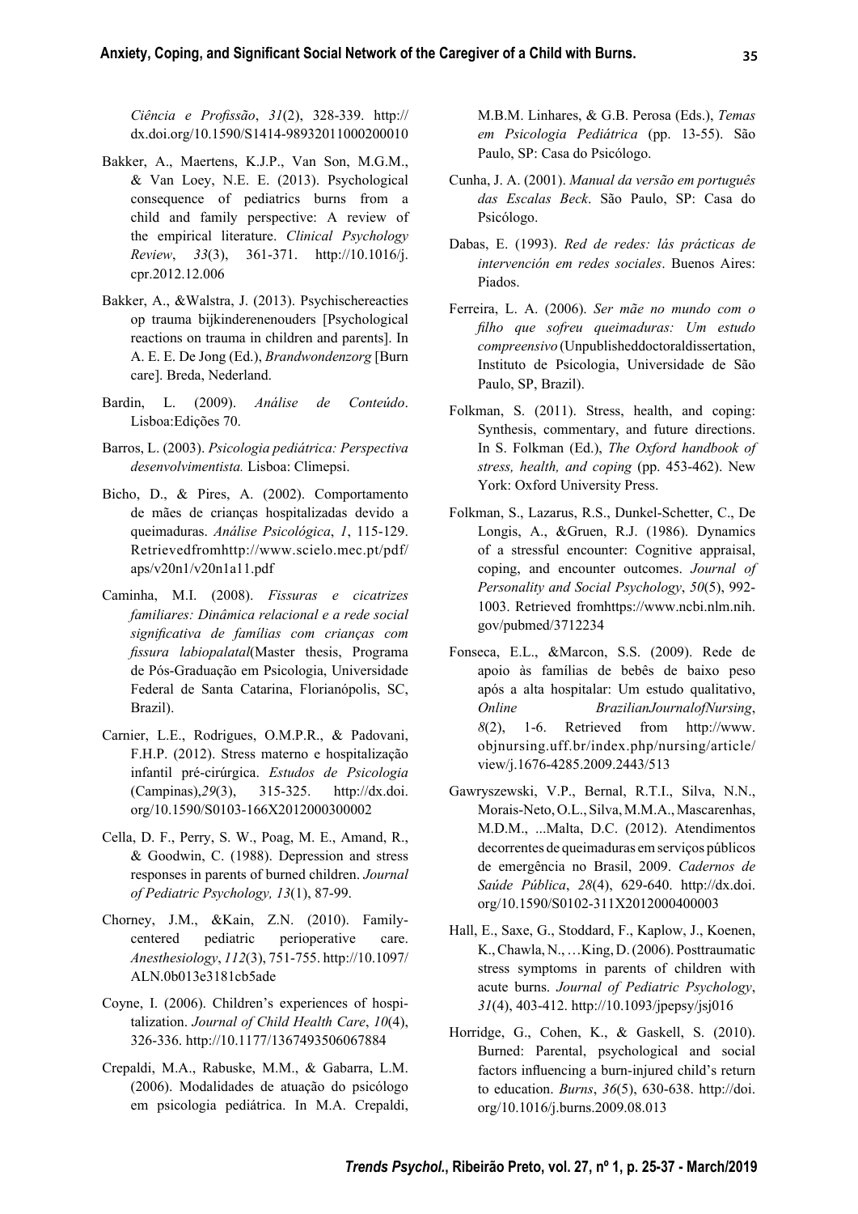*Ciência e Profissão*, *31*(2), 328-339. http://dx.doi.org/10.1590/S1414-98932011000200010

Bakker, A., Maertens, K.J.P., Van Son, M.G.M., & Van Loey, N.E. E. (2013). Psychological consequence of pediatrics burns from a child and family perspective: A review of the empirical literature. *Clinical Psychology Review*, *33*(3), 361-371. http://10.1016/j.cpr.2012.12.006

Bakker, A., &Walstra, J. (2013). Psychischereacties op trauma bijkinderenenouders [Psychological reactions on trauma in children and parents]. In A. E. E. De Jong (Ed.), *Brandwondenzorg* [Burn care]. Breda, Nederland.

Bardin, L. (2009). *Análise de Conteúdo*. Lisboa:Edições 70.

Barros, L. (2003). *Psicologia pediátrica: Perspectiva desenvolvimentista.* Lisboa: Climepsi.

Bicho, D., & Pires, A. (2002). Comportamento de mães de crianças hospitalizadas devido a queimaduras. *Análise Psicológica*, *1*, 115-129. Retrievedfromhttp://www.scielo.mec.pt/pdf/aps/v20n1/v20n1a11.pdf

Caminha, M.I. (2008). *Fissuras e cicatrizes familiares: Dinâmica relacional e a rede social significativa de famílias com crianças com fissura labiopalatal*(Master thesis, Programa de Pós-Graduação em Psicologia, Universidade Federal de Santa Catarina, Florianópolis, SC, Brazil).

Carnier, L.E., Rodrigues, O.M.P.R., & Padovani, F.H.P. (2012). Stress materno e hospitalização infantil pré-cirúrgica. *Estudos de Psicologia* (Campinas),*29*(3), 315-325. http://dx.doi.org/10.1590/S0103-166X2012000300002

Cella, D. F., Perry, S. W., Poag, M. E., Amand, R., & Goodwin, C. (1988). Depression and stress responses in parents of burned children. *Journal of Pediatric Psychology, 13*(1), 87-99.

Chorney, J.M., &Kain, Z.N. (2010). Family-centered pediatric perioperative care. *Anesthesiology*, *112*(3), 751-755. http://10.1097/ALN.0b013e3181cb5ade

Coyne, I. (2006). Children's experiences of hospitalization. *Journal of Child Health Care*, *10*(4), 326-336. http://10.1177/1367493506067884

Crepaldi, M.A., Rabuske, M.M., & Gabarra, L.M. (2006). Modalidades de atuação do psicólogo em psicologia pediátrica. In M.A. Crepaldi, M.B.M. Linhares, & G.B. Perosa (Eds.), *Temas em Psicologia Pediátrica* (pp. 13-55). São Paulo, SP: Casa do Psicólogo.

Cunha, J. A. (2001). *Manual da versão em português das Escalas Beck*. São Paulo, SP: Casa do Psicólogo.

Dabas, E. (1993). *Red de redes: lás prácticas de intervención em redes sociales*. Buenos Aires: Piados.

Ferreira, L. A. (2006). *Ser mãe no mundo com o filho que sofreu queimaduras: Um estudo compreensivo* (Unpublisheddoctoraldissertation, Instituto de Psicologia, Universidade de São Paulo, SP, Brazil).

Folkman, S. (2011). Stress, health, and coping: Synthesis, commentary, and future directions. In S. Folkman (Ed.), *The Oxford handbook of stress, health, and coping* (pp. 453-462). New York: Oxford University Press.

Folkman, S., Lazarus, R.S., Dunkel-Schetter, C., De Longis, A., &Gruen, R.J. (1986). Dynamics of a stressful encounter: Cognitive appraisal, coping, and encounter outcomes. *Journal of Personality and Social Psychology*, *50*(5), 992-1003. Retrieved fromhttps://www.ncbi.nlm.nih.gov/pubmed/3712234

Fonseca, E.L., &Marcon, S.S. (2009). Rede de apoio às famílias de bebês de baixo peso após a alta hospitalar: Um estudo qualitativo, *Online BrazilianJournalofNursing*, *8*(2), 1-6. Retrieved from http://www.objnursing.uff.br/index.php/nursing/article/view/j.1676-4285.2009.2443/513

Gawryszewski, V.P., Bernal, R.T.I., Silva, N.N., Morais-Neto, O.L., Silva, M.M.A., Mascarenhas, M.D.M., ...Malta, D.C. (2012). Atendimentos decorrentes de queimaduras em serviços públicos de emergência no Brasil, 2009. *Cadernos de Saúde Pública*, *28*(4), 629-640. http://dx.doi.org/10.1590/S0102-311X2012000400003

Hall, E., Saxe, G., Stoddard, F., Kaplow, J., Koenen, K., Chawla, N., …King, D. (2006). Posttraumatic stress symptoms in parents of children with acute burns. *Journal of Pediatric Psychology*, *31*(4), 403-412. http://10.1093/jpepsy/jsj016

Horridge, G., Cohen, K., & Gaskell, S. (2010). Burned: Parental, psychological and social factors influencing a burn-injured child's return to education. *Burns*, *36*(5), 630-638. http://doi.org/10.1016/j.burns.2009.08.013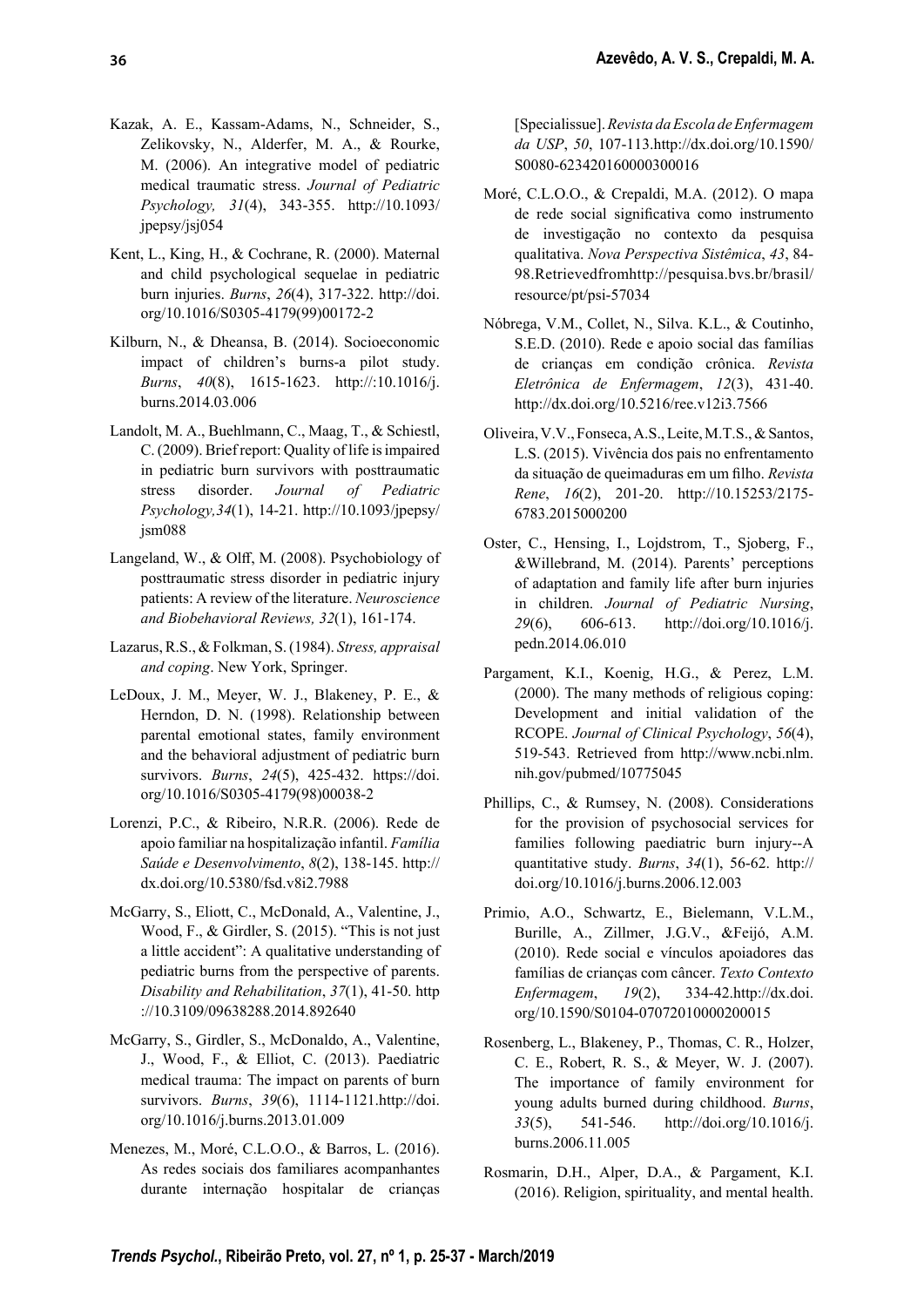Kazak, A. E., Kassam-Adams, N., Schneider, S., Zelikovsky, N., Alderfer, M. A., & Rourke, M. (2006). An integrative model of pediatric medical traumatic stress. *Journal of Pediatric Psychology, 31*(4), 343-355. http://10.1093/jpepsy/jsj054

Kent, L., King, H., & Cochrane, R. (2000). Maternal and child psychological sequelae in pediatric burn injuries. *Burns*, *26*(4), 317-322. http://doi.org/10.1016/S0305-4179(99)00172-2

Kilburn, N., & Dheansa, B. (2014). Socioeconomic impact of children's burns-a pilot study. *Burns*, *40*(8), 1615-1623. http://:10.1016/j.burns.2014.03.006

Landolt, M. A., Buehlmann, C., Maag, T., & Schiestl, C. (2009). Brief report: Quality of life is impaired in pediatric burn survivors with posttraumatic stress disorder. *Journal of Pediatric Psychology,34*(1), 14-21. http://10.1093/jpepsy/jsm088

Langeland, W., & Olff, M. (2008). Psychobiology of posttraumatic stress disorder in pediatric injury patients: A review of the literature. *Neuroscience and Biobehavioral Reviews, 32*(1), 161-174.

Lazarus, R.S., & Folkman, S. (1984). *Stress, appraisal and coping*. New York, Springer.

LeDoux, J. M., Meyer, W. J., Blakeney, P. E., & Herndon, D. N. (1998). Relationship between parental emotional states, family environment and the behavioral adjustment of pediatric burn survivors. *Burns*, *24*(5), 425-432. https://doi.org/10.1016/S0305-4179(98)00038-2

Lorenzi, P.C., & Ribeiro, N.R.R. (2006). Rede de apoio familiar na hospitalização infantil. *Família Saúde e Desenvolvimento*, *8*(2), 138-145. http://dx.doi.org/10.5380/fsd.v8i2.7988

McGarry, S., Eliott, C., McDonald, A., Valentine, J., Wood, F., & Girdler, S. (2015). "This is not just a little accident": A qualitative understanding of pediatric burns from the perspective of parents. *Disability and Rehabilitation*, *37*(1), 41-50. http://10.3109/09638288.2014.892640

McGarry, S., Girdler, S., McDonaldo, A., Valentine, J., Wood, F., & Elliot, C. (2013). Paediatric medical trauma: The impact on parents of burn survivors. *Burns*, *39*(6), 1114-1121.http://doi.org/10.1016/j.burns.2013.01.009

Menezes, M., Moré, C.L.O.O., & Barros, L. (2016). As redes sociais dos familiares acompanhantes durante internação hospitalar de crianças [Specialissue]. *Revista da Escola de Enfermagem da USP*, *50*, 107-113.http://dx.doi.org/10.1590/S0080-623420160000300016

Moré, C.L.O.O., & Crepaldi, M.A. (2012). O mapa de rede social significativa como instrumento de investigação no contexto da pesquisa qualitativa. *Nova Perspectiva Sistêmica*, *43*, 84-98.Retrievedfromhttp://pesquisa.bvs.br/brasil/resource/pt/psi-57034

Nóbrega, V.M., Collet, N., Silva. K.L., & Coutinho, S.E.D. (2010). Rede e apoio social das famílias de crianças em condição crônica. *Revista Eletrônica de Enfermagem*, *12*(3), 431-40. http://dx.doi.org/10.5216/ree.v12i3.7566

Oliveira, V.V., Fonseca, A.S., Leite, M.T.S., & Santos, L.S. (2015). Vivência dos pais no enfrentamento da situação de queimaduras em um filho. *Revista Rene*, *16*(2), 201-20. http://10.15253/2175-6783.2015000200

Oster, C., Hensing, I., Lojdstrom, T., Sjoberg, F., &Willebrand, M. (2014). Parents' perceptions of adaptation and family life after burn injuries in children. *Journal of Pediatric Nursing*, *29*(6), 606-613. http://doi.org/10.1016/j.pedn.2014.06.010

Pargament, K.I., Koenig, H.G., & Perez, L.M. (2000). The many methods of religious coping: Development and initial validation of the RCOPE. *Journal of Clinical Psychology*, *56*(4), 519-543. Retrieved from http://www.ncbi.nlm.nih.gov/pubmed/10775045

Phillips, C., & Rumsey, N. (2008). Considerations for the provision of psychosocial services for families following paediatric burn injury--A quantitative study. *Burns*, *34*(1), 56-62. http://doi.org/10.1016/j.burns.2006.12.003

Primio, A.O., Schwartz, E., Bielemann, V.L.M., Burille, A., Zillmer, J.G.V., &Feijó, A.M. (2010). Rede social e vínculos apoiadores das famílias de crianças com câncer. *Texto Contexto Enfermagem*, *19*(2), 334-42.http://dx.doi.org/10.1590/S0104-07072010000200015

Rosenberg, L., Blakeney, P., Thomas, C. R., Holzer, C. E., Robert, R. S., & Meyer, W. J. (2007). The importance of family environment for young adults burned during childhood. *Burns*, *33*(5), 541-546. http://doi.org/10.1016/j.burns.2006.11.005

Rosmarin, D.H., Alper, D.A., & Pargament, K.I. (2016). Religion, spirituality, and mental health.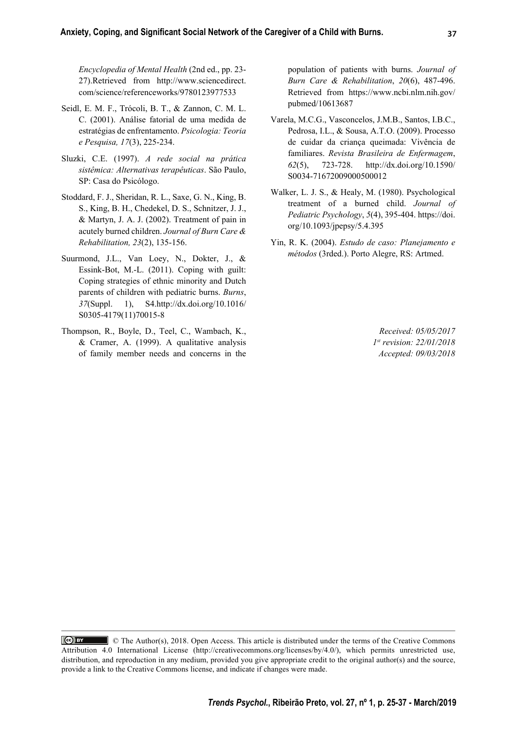*Encyclopedia of Mental Health* (2nd ed., pp. 23-27).Retrieved from http://www.sciencedirect.com/science/referenceworks/9780123977533

Seidl, E. M. F., Trócoli, B. T., & Zannon, C. M. L. C. (2001). Análise fatorial de uma medida de estratégias de enfrentamento. *Psicologia: Teoria e Pesquisa, 17*(3), 225-234.

Sluzki, C.E. (1997). *A rede social na prática sistêmica: Alternativas terapêuticas*. São Paulo, SP: Casa do Psicólogo.

Stoddard, F. J., Sheridan, R. L., Saxe, G. N., King, B. S., King, B. H., Chedekel, D. S., Schnitzer, J. J., & Martyn, J. A. J. (2002). Treatment of pain in acutely burned children. *Journal of Burn Care & Rehabilitation, 23*(2), 135-156.

Suurmond, J.L., Van Loey, N., Dokter, J., & Essink-Bot, M.-L. (2011). Coping with guilt: Coping strategies of ethnic minority and Dutch parents of children with pediatric burns. *Burns*, *37*(Suppl. 1), S4.http://dx.doi.org/10.1016/S0305-4179(11)70015-8

Thompson, R., Boyle, D., Teel, C., Wambach, K., & Cramer, A. (1999). A qualitative analysis of family member needs and concerns in the population of patients with burns. *Journal of Burn Care & Rehabilitation*, *20*(6), 487-496. Retrieved from https://www.ncbi.nlm.nih.gov/pubmed/10613687

Varela, M.C.G., Vasconcelos, J.M.B., Santos, I.B.C., Pedrosa, I.L., & Sousa, A.T.O. (2009). Processo de cuidar da criança queimada: Vivência de familiares. *Revista Brasileira de Enfermagem*, *62*(5), 723-728. http://dx.doi.org/10.1590/S0034-71672009000500012

Walker, L. J. S., & Healy, M. (1980). Psychological treatment of a burned child. *Journal of Pediatric Psychology*, *5*(4), 395-404. https://doi.org/10.1093/jpepsy/5.4.395

Yin, R. K. (2004). *Estudo de caso: Planejamento e métodos* (3rded.). Porto Alegre, RS: Artmed.

*Received: 05/05/2017*
*1st revision: 22/01/2018*
*Accepted: 09/03/2018*

© The Author(s), 2018. Open Access. This article is distributed under the terms of the Creative Commons Attribution 4.0 International License (http://creativecommons.org/licenses/by/4.0/), which permits unrestricted use, distribution, and reproduction in any medium, provided you give appropriate credit to the original author(s) and the source, provide a link to the Creative Commons license, and indicate if changes were made.